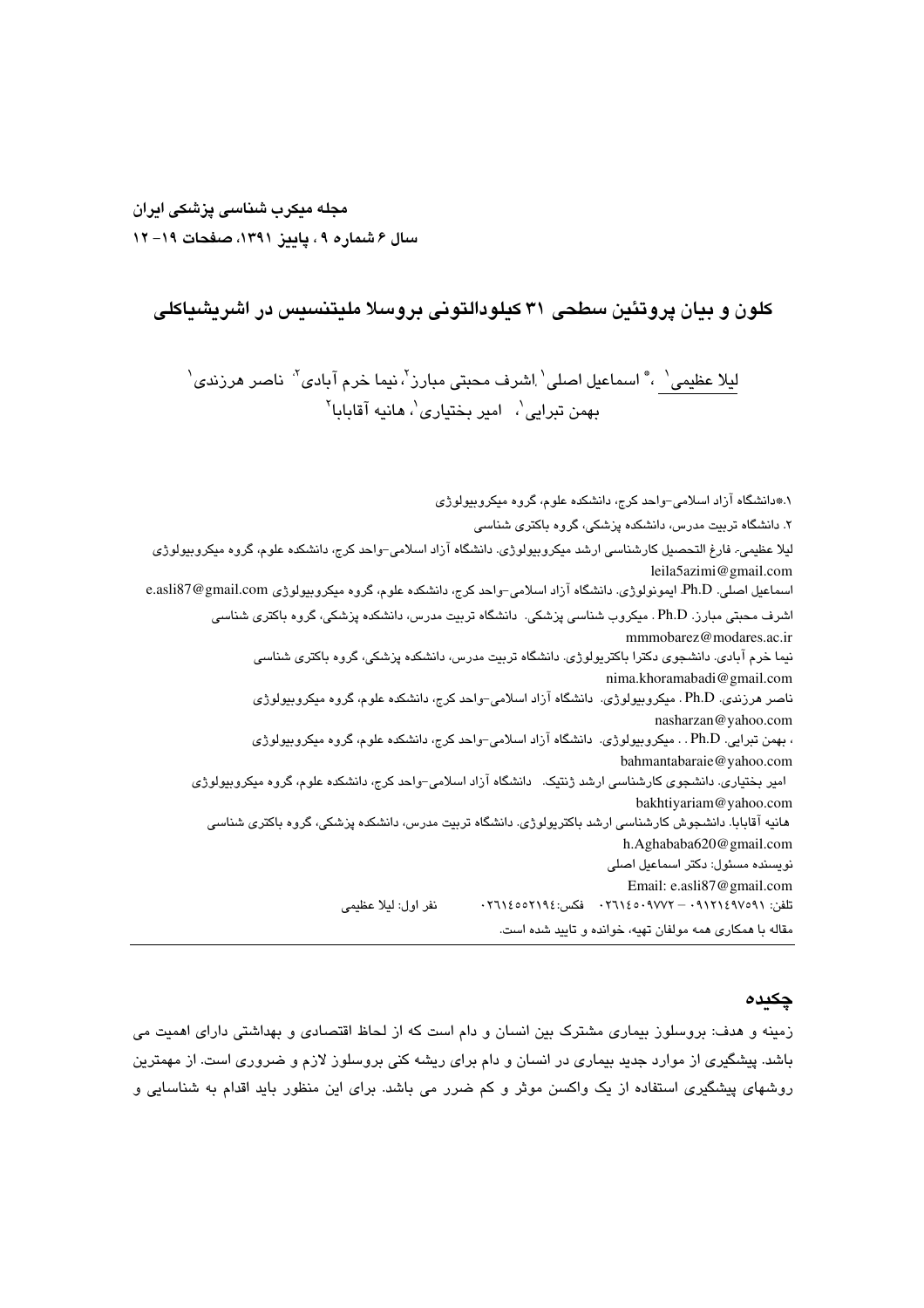مجله میکرب شناسی پزشکی ایران
سال ۶ شماره ۹ ، پاییز ۱۳۹۱، صفحات ۱۹- ۱۲

# کلون و بیان پروتئین سطحی ۳۱ کیلودالتونی بروسلا ملیتنسیس در اشریشیاکلی

لیلا عظیمی[1] ،* اسماعیل اصلی[1] ،اشرف محبتی مبارز[2]، نیما خرم آبادی[2]، ناصر هرزندی[1]
بهمن تبرایی[1]، امیر بختیاری[1]، هانیه آقابابا[2]

۱.*دانشگاه آزاد اسلامی-واحد کرج، دانشکده علوم، گروه میکروبیولوژی
۲. دانشگاه تربیت مدرس، دانشکده پزشکی، گروه باکتری شناسی
لیلا عظیمی- فارغ التحصیل کارشناسی ارشد میکروبیولوژی. دانشگاه آزاد اسلامی-واحد کرج، دانشکده علوم، گروه میکروبیولوژی
leila5azimi@gmail.com
اسماعیل اصلی. Ph.D. ایمونولوژی. دانشگاه آزاد اسلامی-واحد کرج، دانشکده علوم، گروه میکروبیولوژی e.asli87@gmail.com
اشرف محبتی مبارز. Ph.D . میکروب شناسی پزشکی. دانشگاه تربیت مدرس، دانشکده پزشکی، گروه باکتری شناسی
mmmobarez@modares.ac.ir
نیما خرم آبادی. دانشجوی دکترا باکتریولوژی. دانشگاه تربیت مدرس، دانشکده پزشکی، گروه باکتری شناسی
nima.khoramabadi@gmail.com
ناصر هرزندی. Ph.D . میکروبیولوژی. دانشگاه آزاد اسلامی-واحد کرج، دانشکده علوم، گروه میکروبیولوژی
nasharzan@yahoo.com
، بهمن تبرایی. Ph.D . . میکروبیولوژی. دانشگاه آزاد اسلامی-واحد کرج، دانشکده علوم، گروه میکروبیولوژی
bahmantabaraie@yahoo.com
امیر بختیاری. دانشجوی کارشناسی ارشد ژنتیک. دانشگاه آزاد اسلامی-واحد کرج، دانشکده علوم، گروه میکروبیولوژی
bakhtiyariam@yahoo.com
هانیه آقابابا. دانشجوش کارشناسی ارشد باکتریولوژی. دانشگاه تربیت مدرس، دانشکده پزشکی، گروه باکتری شناسی
h.Aghababa620@gmail.com
نویسنده مسئول: دکتر اسماعیل اصلی
Email: e.asli87@gmail.com
تلفن: ۰۹۱۲۱۴۹۷۵۹۱ – ۰۲۶۱۴۵۰۹۷۷۲ فکس:۰۲۶۱۴۵۵۲۱۹۴ نفر اول: لیلا عظیمی
مقاله با همکاری همه مولفان تهیه، خوانده و تایید شده است.

## چکیده

زمینه و هدف: بروسلوز بیماری مشترک بین انسان و دام است که از لحاظ اقتصادی و بهداشتی دارای اهمیت می باشد. پیشگیری از موارد جدید بیماری در انسان و دام برای ریشه کنی بروسلوز لازم و ضروری است. از مهمترین روشهای پیشگیری استفاده از یک واکسن موثر و کم ضرر می باشد. برای این منظور باید اقدام به شناسایی و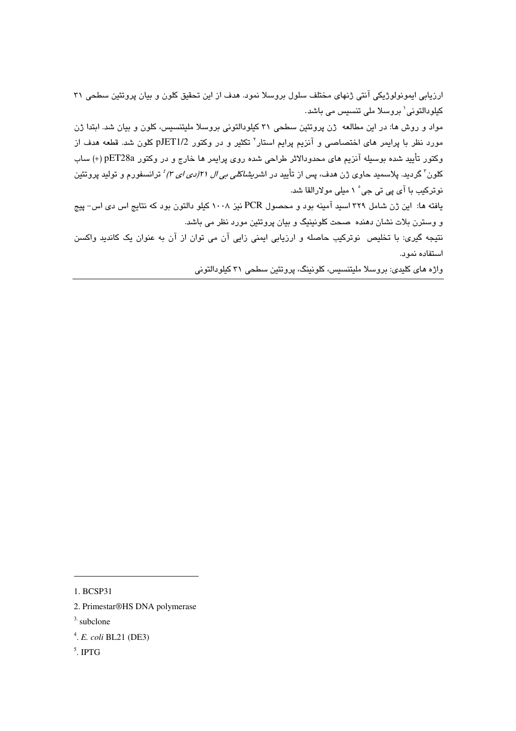ارزیابی ایمونولوژیکی آنتی ژنهای مختلف سلول بروسلا نمود. هدف از این تحقیق کلون و بیان پروتئین سطحی ۳۱ کیلودالتونی[1] بروسلا ملی تنسیس می باشد.

مواد و روش ها: در این مطالعه ژن پروتئین سطحی ۳۱ کیلودالتونی بروسلا ملیتنسیس، کلون و بیان شد. ابتدا ژن مورد نظر با پرایمر های اختصاصی و آنزیم پرایم استار[2] تکثیر و در وکتور pJET1/2 کلون شد. قطعه هدف از وکتور تأیید شده بوسیله آنزیم های محدودالاثر طراحی شده روی پرایمر ها خارج و در وکتور pET28a (+) ساب کلون[3] گردید. پلاسمید حاوی ژن هدف، پس از تأیید در اشریشاکلی *بی ال ۲۱(دی ای ۳)*[4] ترانسفورم و تولید پروتئین نوترکیب با آی پی تی جی[5] ۱ میلی مولارالقا شد.

یافته ها: این ژن شامل ۳۲۹ اسید آمینه بود و محصول PCR نیز ۱۰۰۸ کیلو دالتون بود که نتایج اس دی اس- پیج و وسترن بلات نشان دهنده صحت کلونینگ و بیان پروتئین مورد نظر می باشد.

نتیجه گیری: با تخلیص نوترکیب حاصله و ارزیابی ایمنی زایی آن می توان از آن به عنوان یک کاندید واکسن استفاده نمود.

واژه های کلیدی: بروسلا ملیتنسیس، کلونینگ، پروتئین سطحی ۳۱ کیلودالتونی

---

1. BCSP31
2. Primestar®HS DNA polymerase
3. subclone
4. *E. coli* BL21 (DE3)
5. IPTG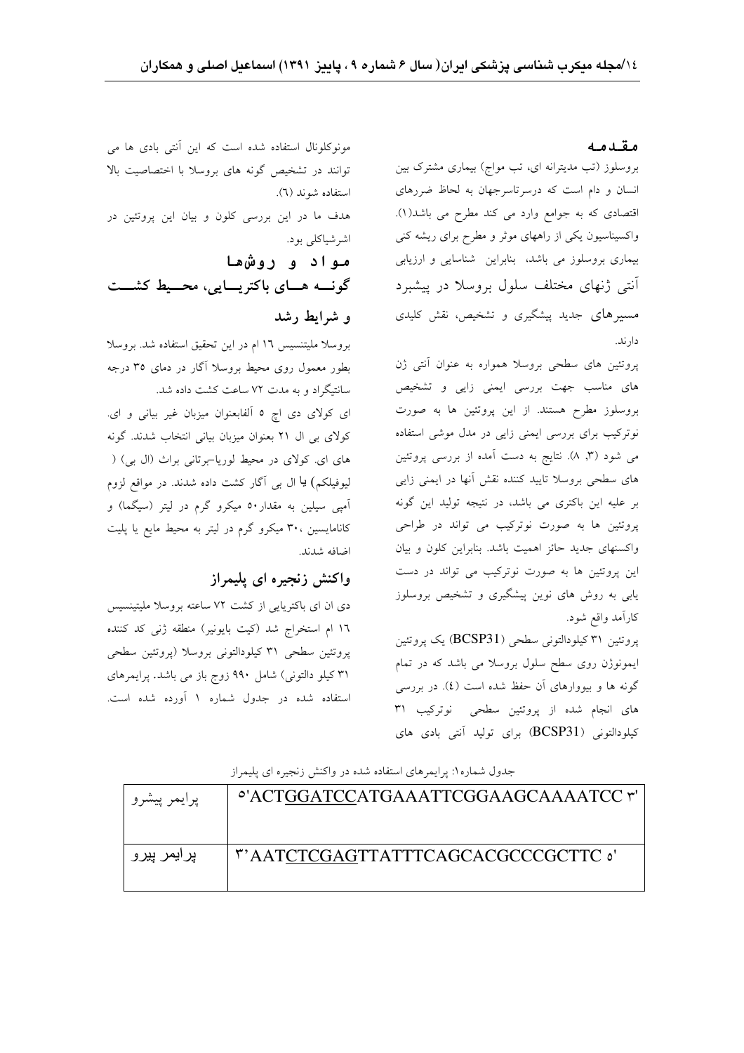## مقدمه

بروسلوز (تب مدیترانه ای، تب مواج) بیماری مشترک بین انسان و دام است که درسرتاسرجهان به لحاظ ضررهای اقتصادی که به جوامع وارد می کند مطرح می باشد(۱). واکسیناسیون یکی از راههای موثر و مطرح برای ریشه کنی بیماری بروسلوز می باشد، بنابراین شناسایی و ارزیابی آنتی ژنهای مختلف سلول بروسلا در پیشبرد مسیرهای جدید پیشگیری و تشخیص، نقش کلیدی دارند.

پروتئین های سطحی بروسلا همواره به عنوان آنتی ژن های مناسب جهت بررسی ایمنی زایی و تشخیص بروسلوز مطرح هستند. از این پروتئین ها به صورت نوترکیب برای بررسی ایمنی زایی در مدل موشی استفاده می شود (۳، ۸). نتایج به دست آمده از بررسی پروتئین های سطحی بروسلا تایید کننده نقش آنها در ایمنی زایی بر علیه این باکتری می باشد، در نتیجه تولید این گونه پروتئین ها به صورت نوترکیب می تواند در طراحی واکسنهای جدید حائز اهمیت باشد. بنابراین کلون و بیان این پروتئین ها به صورت نوترکیب می تواند در دست یابی به روش های نوین پیشگیری و تشخیص بروسلوز کارآمد واقع شود.

پروتئین ۳۱ کیلودالتونی سطحی (BCSP31) یک پروتئین ایمونوژن روی سطح سلول بروسلا می باشد که در تمام گونه ها و بیووارهای آن حفظ شده است (٤). در بررسی های انجام شده از پروتئین سطحی نوترکیب ۳۱ کیلودالتونی (BCSP31) برای تولید آنتی بادی های مونوکلونال استفاده شده است که این آنتی بادی ها می توانند در تشخیص گونه های بروسلا با اختصاصیت بالا استفاده شوند (٦).

هدف ما در این بررسی کلون و بیان این پروتئین در اشرشیاکلی بود.

## مواد و روشها

### گونه های باکتریایی، محیط کشت و شرایط رشد

بروسلا ملیتنسیس ١٦ ام در این تحقیق استفاده شد. بروسلا بطور معمول روی محیط بروسلا آگار در دمای ۳۵ درجه سانتیگراد و به مدت ۷۲ ساعت کشت داده شد.

ای کولای دی اچ ٥ آلفابعنوان میزبان غیر بیانی و ای. کولای بی ال ۲۱ بعنوان میزبان بیانی انتخاب شدند. گونه های ای. کولای در محیط لوریا-برتانی براث (ال بی) ( لیوفیلکم) یا ال بی آگار کشت داده شدند. در مواقع لزوم آمپی سیلین به مقدار٥٠ میکرو گرم در لیتر (سیگما) و کانامایسین ،۳۰ میکرو گرم در لیتر به محیط مایع یا پلیت اضافه شدند.

### واکنش زنجیره ای پلیمراز

دی ان ای باکتریایی از کشت ۷۲ ساعته بروسلا ملیتینسیس ١٦ ام استخراج شد (کیت بایونیر) منطقه ژنی کد کننده پروتئین سطحی ۳۱ کیلودالتونی بروسلا (پروتئین سطحی ۳۱ کیلو دالتونی) شامل ۹۹۰ زوج باز می باشد. پرایمرهای استفاده شده در جدول شماره ۱ آورده شده است.

جدول شماره۱: پرایمرهای استفاده شده در واکنش زنجیره ای پلیمراز

| پرایمر پیشرو | ٥'ACTGGATCCATGAAATTCGGAAGCAAAATCC ۳' |
|---|---|
| پرایمر پیرو | ۳'AATCTCGAGTTATTTCAGCACGCCCGCTTC ٥' |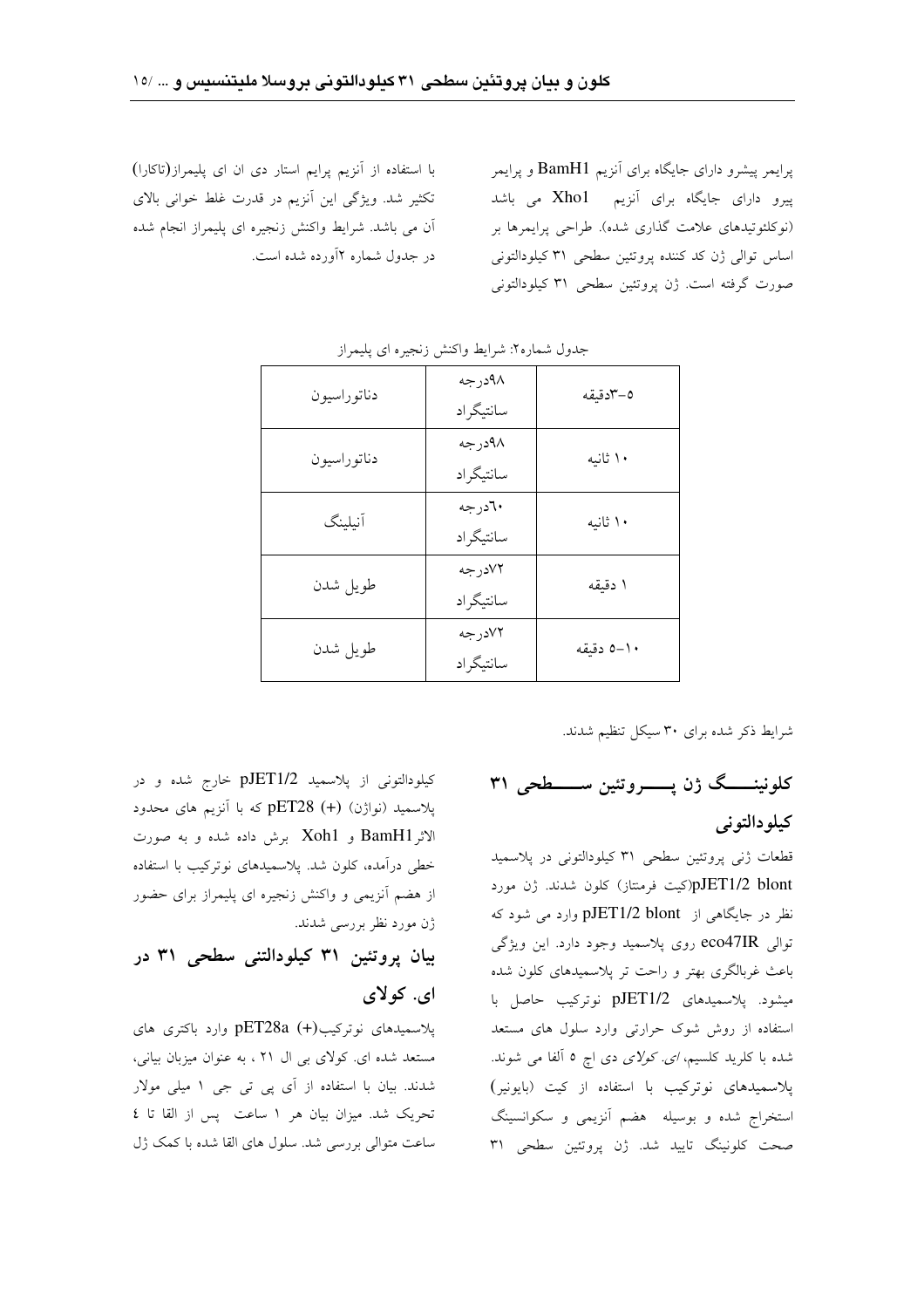پرایمر پیشرو دارای جایگاه برای آنزیم BamH1 و پرایمر پیرو دارای جایگاه برای آنزیم Xho1 می باشد (نوکلئوتیدهای علامت گذاری شده). طراحی پرایمرها بر اساس توالی ژن کد کننده پروتئین سطحی ۳۱ کیلودالتونی صورت گرفته است. ژن پروتئین سطحی ۳۱ کیلودالتونی با استفاده از آنزیم پرایم استار دی ان ای پلیمراز(تاکارا) تکثیر شد. ویژگی این آنزیم در قدرت غلط خوانی بالای آن می باشد. شرایط واکنش زنجیره ای پلیمراز انجام شده در جدول شماره ۲آورده شده است.

جدول شماره۲: شرایط واکنش زنجیره ای پلیمراز

| دناتوراسیون | ۹۸درجه سانتیگراد | ۵-۳دقیقه |
|---|---|---|
| دناتوراسیون | ۹۸درجه سانتیگراد | ۱۰ ثانیه |
| آنیلینگ | ٦۰درجه سانتیگراد | ۱۰ ثانیه |
| طویل شدن | ۷۲درجه سانتیگراد | ۱ دقیقه |
| طویل شدن | ۷۲درجه سانتیگراد | ۱۰-۵ دقیقه |

شرایط ذکر شده برای ۳۰ سیکل تنظیم شدند.

## کلونینگ ژن پروتئین سطحی ۳۱ کیلودالتونی

قطعات ژنی پروتئین سطحی ۳۱ کیلودالتونی در پلاسمید pJET1/2 blont(کیت فرمنتاز) کلون شدند. ژن مورد نظر در جایگاهی از pJET1/2 blont وارد می شود که توالی eco47IR روی پلاسمید وجود دارد. این ویژگی باعث غربالگری بهتر و راحت تر پلاسمیدهای کلون شده میشود. پلاسمیدهای pJET1/2 نوترکیب حاصل با استفاده از روش شوک حرارتی وارد سلول های مستعد شده با کلرید کلسیم، *ای. کولای* دی اچ ۵ آلفا می شوند. پلاسمیدهای نوترکیب با استفاده از کیت (بایونیر) استخراج شده و بوسیله هضم آنزیمی و سکوانسینگ صحت کلونینگ تایید شد. ژن پروتئین سطحی ۳۱ کیلودالتونی از پلاسمید pJET1/2 خارج شده و در پلاسمید (نواژن) (+) pET28 که با آنزیم های محدود الاثرBamH1 و Xoh1 برش داده شده و به صورت خطی درآمده، کلون شد. پلاسمیدهای نوترکیب با استفاده از هضم آنزیمی و واکنش زنجیره ای پلیمراز برای حضور ژن مورد نظر بررسی شدند.

## بیان پروتئین ۳۱ کیلودالتنی سطحی ۳۱ در ای. کولای

پلاسمیدهای نوترکیب(+) pET28a وارد باکتری های مستعد شده ای. کولای بی ال ۲۱ ، به عنوان میزبان بیانی، شدند. بیان با استفاده از آی پی تی جی ۱ میلی مولار تحریک شد. میزان بیان هر ۱ ساعت پس از القا تا ٤ ساعت متوالی بررسی شد. سلول های القا شده با کمک ژل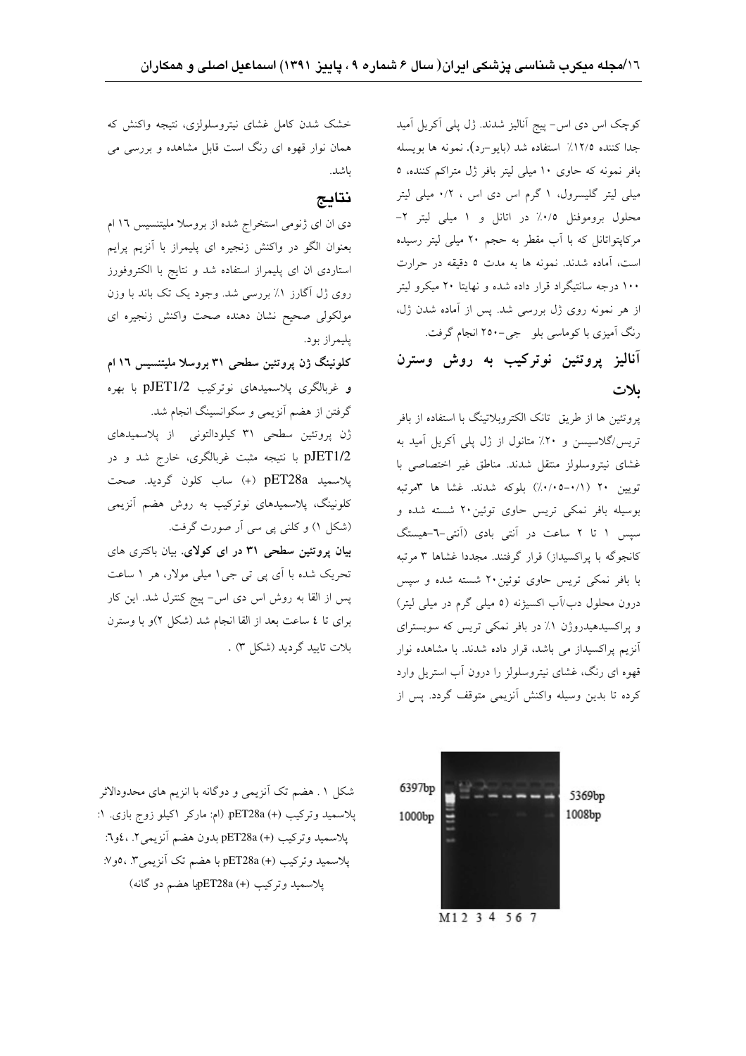کوچک اس دی اس- پیج آنالیز شدند. ژل پلی آکریل آمید جدا کننده ۱۲/۵٪ استفاده شد (بایو-رد). نمونه ها بوسیله بافر نمونه که حاوی ۱۰ میلی لیتر بافر ژل متراکم کننده، ۵ میلی لیتر گلیسرول، ۱ گرم اس دی اس ، ۰/۲ میلی لیتر محلول بروموفنل ۰/۵٪ در اتانل و ۱ میلی لیتر ۲-مرکاپتواتانل که با آب مقطر به حجم ۲۰ میلی لیتر رسیده است، آماده شدند. نمونه ها به مدت ۵ دقیقه در حرارت ۱۰۰ درجه سانتیگراد قرار داده شده و نهایتا ۲۰ میکرو لیتر از هر نمونه روی ژل بررسی شد. پس از آماده شدن ژل، رنگ آمیزی با کوماسی بلو جی-۲۵۰ انجام گرفت.

## آنالیز پروتئین نوترکیب به روش وسترن بلات

پروتئین ها از طریق تانک الکتروبلاتینگ با استفاده از بافر تریس/گلاسیسن و ۲۰٪ متانول از ژل پلی آکریل آمید به غشای نیتروسلولز منتقل شدند. مناطق غیر اختصاصی با توپین ۲۰ (۰/۱-۰/۰۵٪) بلوکه شدند. غشا ها ۳مرتبه بوسیله بافر نمکی تریس حاوی توئین۲۰ شسته شده و سپس ۱ تا ۲ ساعت در آنتی بادی (آنتی-۶-هیستگ کانجوگه با پراکسیداز) قرار گرفتند. مجددا غشاها ۳ مرتبه با بافر نمکی تریس حاوی توئین۲۰ شسته شده و سپس درون محلول دب/آب اکسیژنه (۵ میلی گرم در میلی لیتر) و پراکسیدهیدروژن ۱٪ در بافر نمکی تریس که سوبسترای آنزیم پراکسیداز می باشد، قرار داده شدند. با مشاهده نوار قهوه ای رنگ، غشای نیتروسلولز را درون آب استریل وارد کرده تا بدین وسیله واکنش آنزیمی متوقف گردد. پس از خشک شدن کامل غشای نیتروسلولزی، نتیجه واکنش که همان نوار قهوه ای رنگ است قابل مشاهده و بررسی می باشد.

## نتایج

دی ان ای ژنومی استخراج شده از بروسلا ملیتنسیس ۱۶ ام بعنوان الگو در واکنش زنجیره ای پلیمراز با آنزیم پرایم استاردی ان ای پلیمراز استفاده شد و نتایج با الکتروفورز روی ژل آگارز ۱٪ بررسی شد. وجود یک تک باند با وزن مولکولی صحیح نشان دهنده صحت واکنش زنجیره ای پلیمراز بود.

**کلونینگ ژن پروتئین سطحی ۳۱ بروسلا ملیتنسیس ۱۶ ام و** غربالگری پلاسمیدهای نوترکیب pJET1/2 با بهره گرفتن از هضم آنزیمی و سکوانسینگ انجام شد.

ژن پروتئین سطحی ۳۱ کیلودالتونی از پلاسمیدهای pJET1/2 با نتیجه مثبت غربالگری، خارج شد و در پلاسمید pET28a (+) ساب کلون گردید. صحت کلونینگ، پلاسمیدهای نوترکیب به روش هضم آنزیمی (شکل ۱) و کلنی پی سی آر صورت گرفت.

**بیان پروتئین سطحی ۳۱ در ای کولای.** بیان باکتری های تحریک شده با آی پی تی جی۱ میلی مولار، هر ۱ ساعت پس از القا به روش اس دی اس- پیج کنترل شد. این کار برای تا ٤ ساعت بعد از القا انجام شد (شکل ۲)و با وسترن بلات تایید گردید (شکل ۳) .

6397bp 1000bp 5369bp 1008bp
M 1 2 3 4 5 6 7

شکل ۱ . هضم تک آنزیمی و دوگانه با انزیم های محدودالاثر پلاسمید وترکیب pET28a (+). (ام: مارکر ۱کیلو زوج بازی. ۱: پلاسمید وترکیب pET28a (+) بدون هضم آنزیمی۲. ،٤و٦: پلاسمید وترکیب pET28a (+) با هضم تک آنزیمی۳. ،۵و۷: پلاسمید وترکیب pET28a (+)با هضم دو گانه)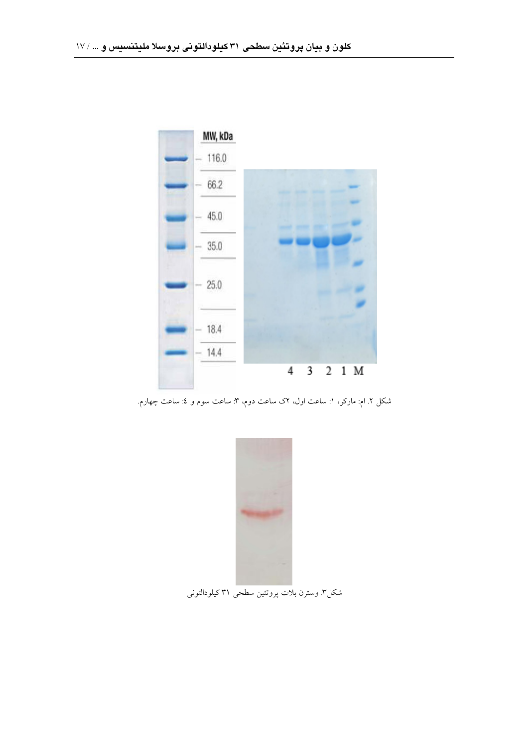MW, kDa

116.0

66.2

45.0

35.0

25.0

18.4

14.4

4 3 2 1 M

شکل ۲. ام: مارکر، ۱: ساعت اول، ۲ک ساعت دوم، ۳: ساعت سوم و ٤: ساعت چهارم.

شکل۳. وسترن بلات پروتئین سطحی ۳۱ کیلودالتونی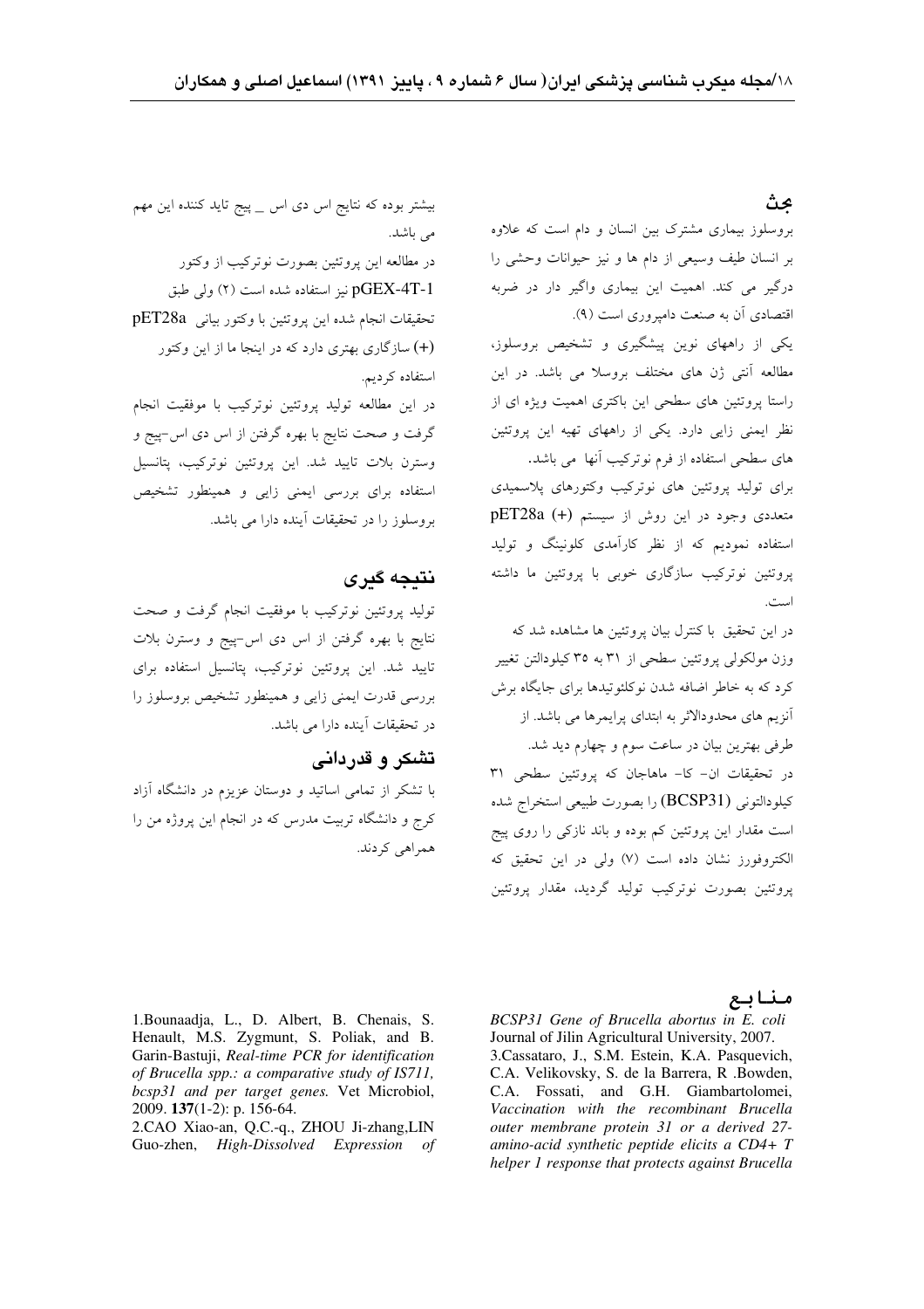## بحث

بروسلوز بیماری مشترک بین انسان و دام است که علاوه بر انسان طیف وسیعی از دام ها و نیز حیوانات وحشی را درگیر می کند. اهمیت این بیماری واگیر دار در ضربه اقتصادی آن به صنعت دامپروری است (۹).

یکی از راههای نوین پیشگیری و تشخیص بروسلوز، مطالعه آنتی ژن های مختلف بروسلا می باشد. در این راستا پروتئین های سطحی این باکتری اهمیت ویژه ای از نظر ایمنی زایی دارد. یکی از راههای تهیه این پروتئین های سطحی استفاده از فرم نوترکیب آنها می باشد.

برای تولید پروتئین های نوترکیب وکتورهای پلاسمیدی متعددی وجود در این روش از سیستم (+) pET28a استفاده نمودیم که از نظر کارآمدی کلونینگ و تولید پروتئین نوترکیب سازگاری خوبی با پروتئین ما داشته است.

در این تحقیق با کنترل بیان پروتئین ها مشاهده شد که وزن مولکولی پروتئین سطحی از ۳۱ به ۳۵ کیلودالتن تغییر کرد که به خاطر اضافه شدن نوکلئوتیدها برای جایگاه برش آنزیم های محدودالاثر به ابتدای پرایمرها می باشد. از طرفی بهترین بیان در ساعت سوم و چهارم دید شد.

در تحقیقات ان- کا- ماهاجان که پروتئین سطحی ۳۱ کیلودالتونی (BCSP31) را بصورت طبیعی استخراج شده است مقدار این پروتئین کم بوده و باند نازکی را روی پیج الکتروفورز نشان داده است (۷) ولی در این تحقیق که پروتئین بصورت نوترکیب تولید گردید، مقدار پروتئین بیشتر بوده که نتایج اس دی اس _ پیج تاید کننده این مهم می باشد.

در مطالعه این پروتئین بصورت نوترکیب از وکتور pGEX-4T-1 نیز استفاده شده است (۲) ولی طبق تحقیقات انجام شده این پروتئین با وکتور بیانی pET28a (+) سازگاری بهتری دارد که در اینجا ما از این وکتور استفاده کردیم.

در این مطالعه تولید پروتئین نوترکیب با موفقیت انجام گرفت و صحت نتایج با بهره گرفتن از اس دی اس-پیج و وسترن بلات تایید شد. این پروتئین نوترکیب، پتانسیل استفاده برای بررسی ایمنی زایی و همینطور تشخیص بروسلوز را در تحقیقات آینده دارا می باشد.

## نتیجه گیری

تولید پروتئین نوترکیب با موفقیت انجام گرفت و صحت نتایج با بهره گرفتن از اس دی اس-پیج و وسترن بلات تایید شد. این پروتئین نوترکیب، پتانسیل استفاده برای بررسی قدرت ایمنی زایی و همینطور تشخیص بروسلوز را در تحقیقات آینده دارا می باشد.

## تشکر و قدردانی

با تشکر از تمامی اساتید و دوستان عزیزم در دانشگاه آزاد کرج و دانشگاه تربیت مدرس که در انجام این پروژه من را همراهی کردند.

## منابع

1.Bounaadja, L., D. Albert, B. Chenais, S. Henault, M.S. Zygmunt, S. Poliak, and B. Garin-Bastuji, *Real-time PCR for identification of Brucella spp.: a comparative study of IS711, bcsp31 and per target genes.* Vet Microbiol, 2009. **137**(1-2): p. 156-64.

2.CAO Xiao-an, Q.C.-q., ZHOU Ji-zhang,LIN Guo-zhen, *High-Dissolved Expression of BCSP31 Gene of Brucella abortus in E. coli* Journal of Jilin Agricultural University, 2007.

3.Cassataro, J., S.M. Estein, K.A. Pasquevich, C.A. Velikovsky, S. de la Barrera, R .Bowden, C.A. Fossati, and G.H. Giambartolomei, *Vaccination with the recombinant Brucella outer membrane protein 31 or a derived 27-amino-acid synthetic peptide elicits a CD4+ T helper 1 response that protects against Brucella*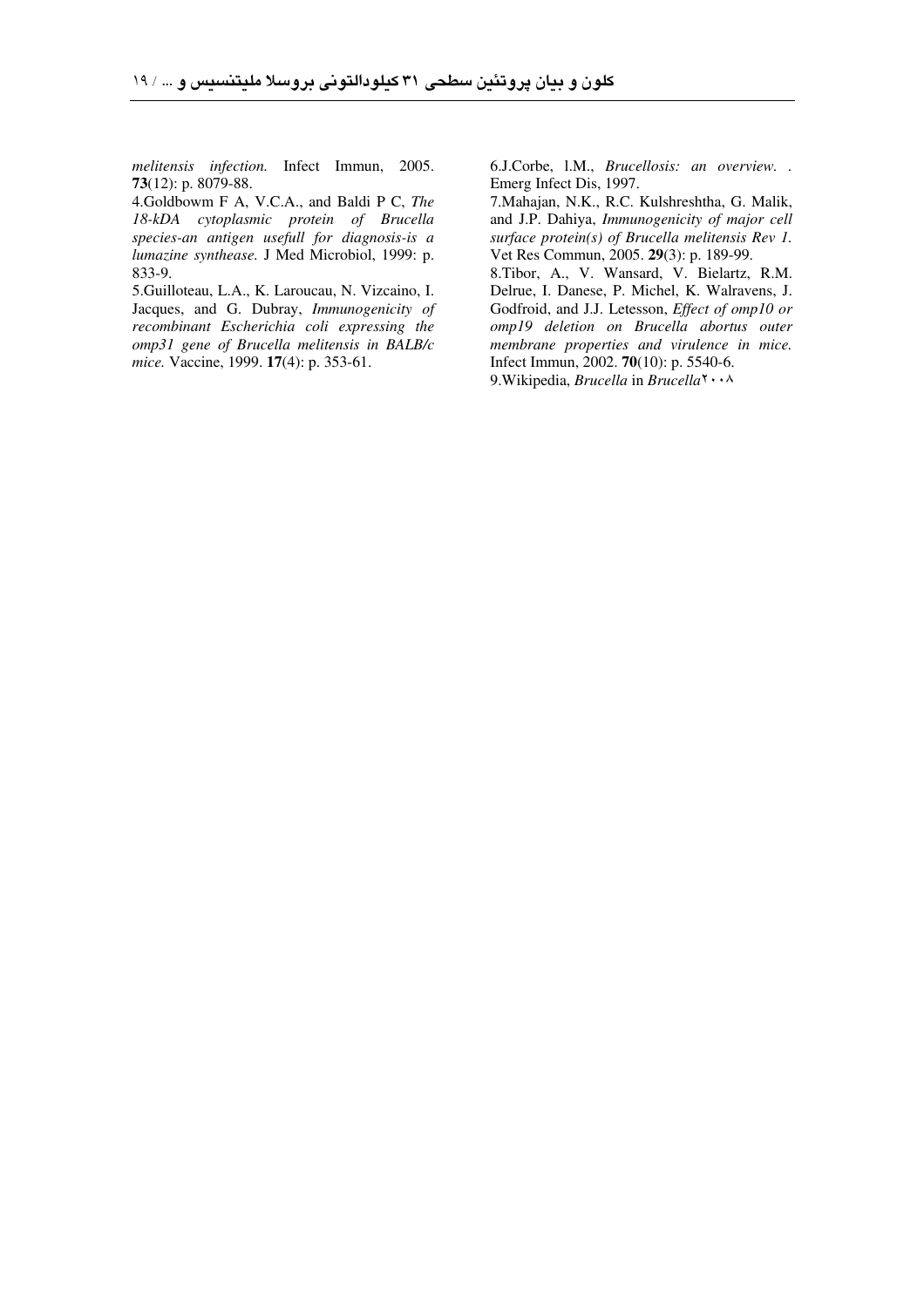*melitensis infection.* Infect Immun, 2005. **73**(12): p. 8079-88.

4.Goldbowm F A, V.C.A., and Baldi P C, *The 18-kDA cytoplasmic protein of Brucella species-an antigen usefull for diagnosis-is a lumazine synthease.* J Med Microbiol, 1999: p. 833-9.

5.Guilloteau, L.A., K. Laroucau, N. Vizcaino, I. Jacques, and G. Dubray, *Immunogenicity of recombinant Escherichia coli expressing the omp31 gene of Brucella melitensis in BALB/c mice.* Vaccine, 1999. **17**(4): p. 353-61.

6.J.Corbe, l.M., *Brucellosis: an overview.* . Emerg Infect Dis, 1997.

7.Mahajan, N.K., R.C. Kulshreshtha, G. Malik, and J.P. Dahiya, *Immunogenicity of major cell surface protein(s) of Brucella melitensis Rev 1.* Vet Res Commun, 2005. **29**(3): p. 189-99.

8.Tibor, A., V. Wansard, V. Bielartz, R.M. Delrue, I. Danese, P. Michel, K. Walravens, J. Godfroid, and J.J. Letesson, *Effect of omp10 or omp19 deletion on Brucella abortus outer membrane properties and virulence in mice.* Infect Immun, 2002. **70**(10): p. 5540-6.

9.Wikipedia, *Brucella* in *Brucella*۲۰۰۸